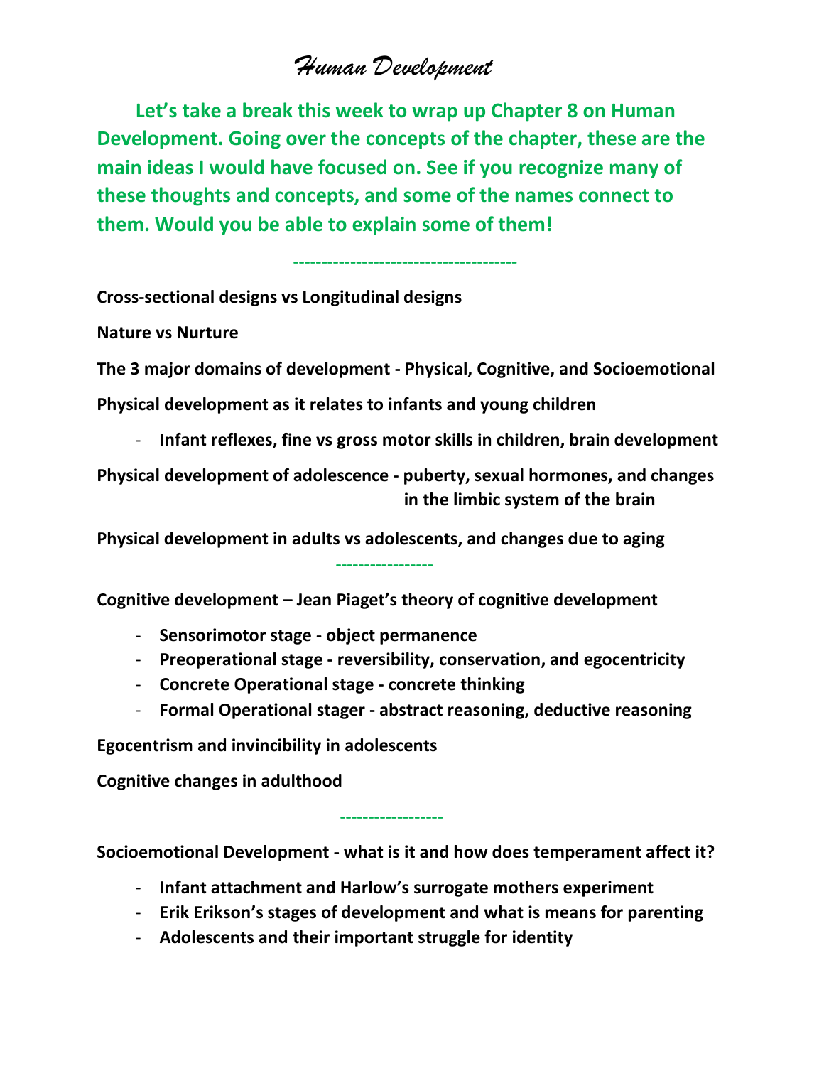# *Human Development*

**Let's take a break this week to wrap up Chapter 8 on Human Development. Going over the concepts of the chapter, these are the main ideas I would have focused on. See if you recognize many of these thoughts and concepts, and some of the names connect to them. Would you be able to explain some of them!**

---

**Cross-sectional designs vs Longitudinal designs**

**Nature vs Nurture**

**The 3 major domains of development - Physical, Cognitive, and Socioemotional**

**Physical development as it relates to infants and young children**

- **Infant reflexes, fine vs gross motor skills in children, brain development**

**Physical development of adolescence - puberty, sexual hormones, and changes in the limbic system of the brain**

**Physical development in adults vs adolescents, and changes due to aging**

---

**Cognitive development – Jean Piaget's theory of cognitive development**

- **Sensorimotor stage - object permanence**
- **Preoperational stage - reversibility, conservation, and egocentricity**
- **Concrete Operational stage - concrete thinking**
- **Formal Operational stager - abstract reasoning, deductive reasoning**

**Egocentrism and invincibility in adolescents**

**Cognitive changes in adulthood**

---

**Socioemotional Development - what is it and how does temperament affect it?**

- **Infant attachment and Harlow's surrogate mothers experiment**
- **Erik Erikson's stages of development and what is means for parenting**
- **Adolescents and their important struggle for identity**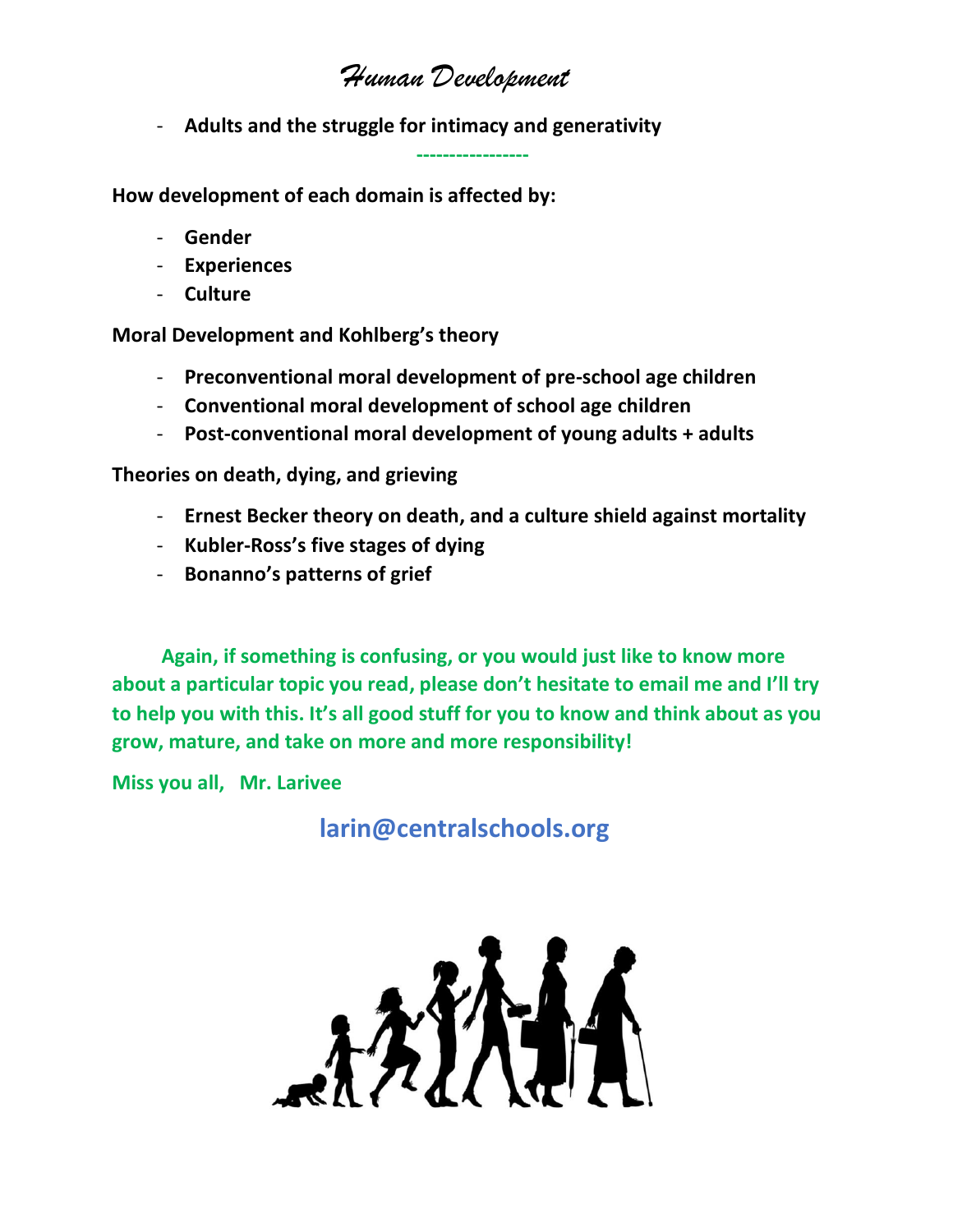# Human Development

- **Adults and the struggle for intimacy and generativity**

-----------------

**How development of each domain is affected by:**

- **Gender**
- **Experiences**
- **Culture**

**Moral Development and Kohlberg's theory**

- **Preconventional moral development of pre-school age children**
- **Conventional moral development of school age children**
- **Post-conventional moral development of young adults + adults**

**Theories on death, dying, and grieving**

- **Ernest Becker theory on death, and a culture shield against mortality**
- **Kubler-Ross's five stages of dying**
- **Bonanno's patterns of grief**

**Again, if something is confusing, or you would just like to know more about a particular topic you read, please don't hesitate to email me and I'll try to help you with this. It's all good stuff for you to know and think about as you grow, mature, and take on more and more responsibility!**

**Miss you all, Mr. Larivee**

**larin@centralschools.org**